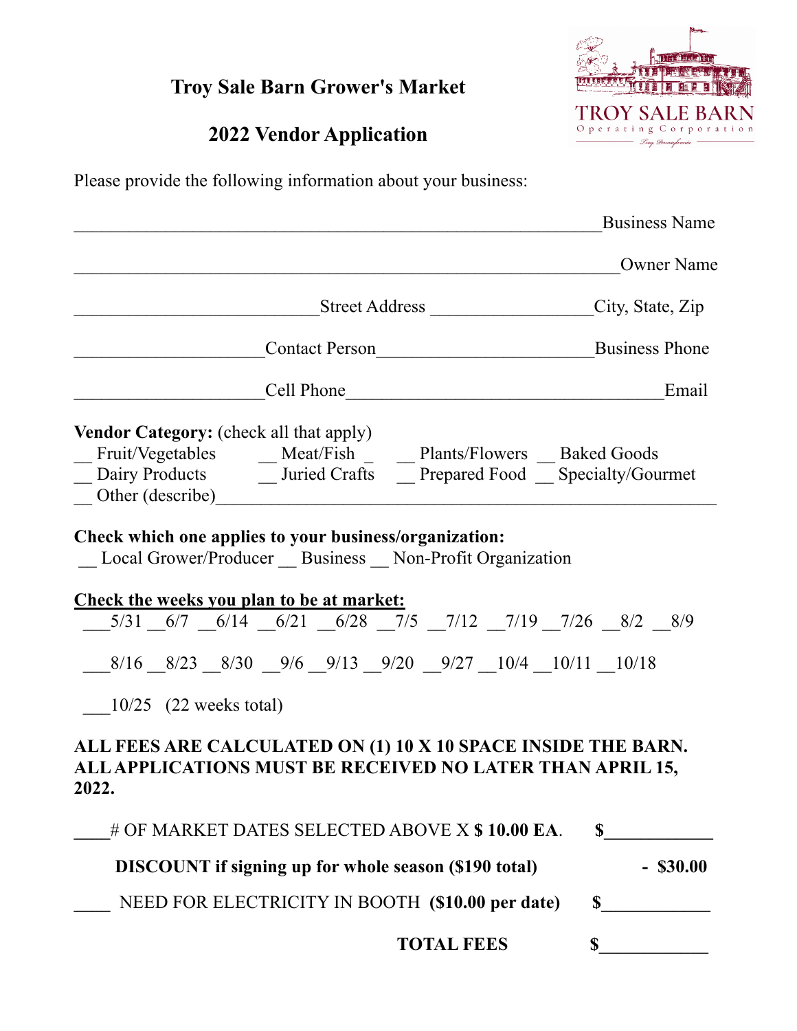# Troy Sale Barn Grower's Market

## 2022 Vendor Application

TROY SALE BARN
Operating Corporation
Troy Pennsylvania

Please provide the following information about your business:

______________________________________________________________Business Name

________________________________________________________________Owner Name

____________________________Street Address ___________________City, State, Zip

______________________Contact Person_________________________Business Phone

______________________Cell Phone____________________________________Email

**Vendor Category:** (check all that apply)

__ Fruit/Vegetables __ Meat/Fish _ __ Plants/Flowers __ Baked Goods
__ Dairy Products __ Juried Crafts __ Prepared Food __ Specialty/Gourmet
__ Other (describe)_______________________________________________________

**Check which one applies to your business/organization:**

__ Local Grower/Producer __ Business __ Non-Profit Organization

**<u>Check the weeks you plan to be at market:</u>**

___5/31 __6/7 __6/14 __6/21 __6/28 __7/5 __7/12 __7/19 __7/26 __8/2 __8/9

___8/16 __8/23 __8/30 __9/6 __9/13 __9/20 __9/27 __10/4 __10/11 __10/18

___10/25 (22 weeks total)

**ALL FEES ARE CALCULATED ON (1) 10 X 10 SPACE INSIDE THE BARN. ALL APPLICATIONS MUST BE RECEIVED NO LATER THAN APRIL 15, 2022.**

____# OF MARKET DATES SELECTED ABOVE X **$ 10.00 EA**. **$____________**

**DISCOUNT if signing up for whole season ($190 total)** **- $30.00**

____ NEED FOR ELECTRICITY IN BOOTH **($10.00 per date)** **$____________**

**TOTAL FEES** **$____________**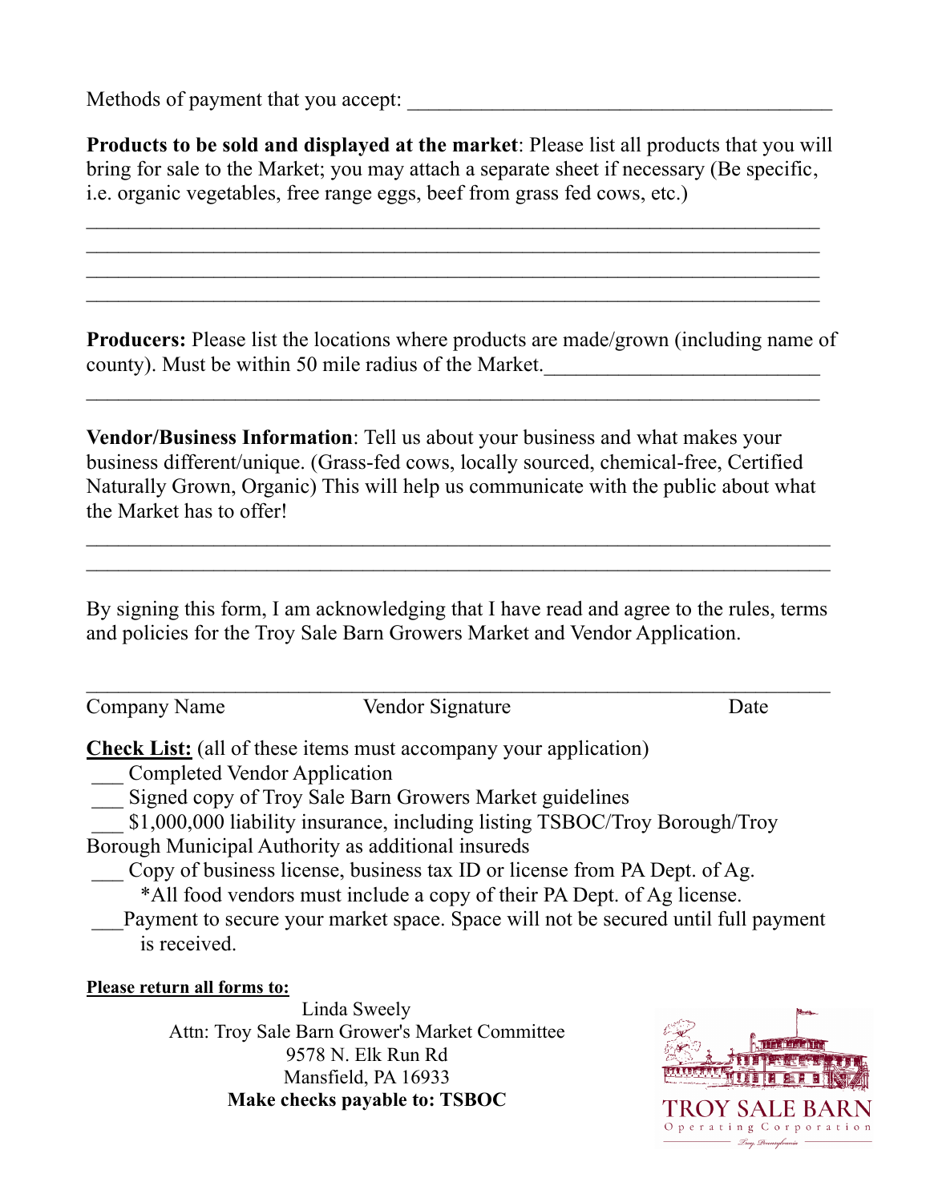Methods of payment that you accept: ________________________________________

**Products to be sold and displayed at the market**: Please list all products that you will bring for sale to the Market; you may attach a separate sheet if necessary (Be specific, i.e. organic vegetables, free range eggs, beef from grass fed cows, etc.)

__________________________________________________________________
__________________________________________________________________
__________________________________________________________________
__________________________________________________________________

**Producers:** Please list the locations where products are made/grown (including name of county). Must be within 50 mile radius of the Market.__________________________
__________________________________________________________________

**Vendor/Business Information**: Tell us about your business and what makes your business different/unique. (Grass-fed cows, locally sourced, chemical-free, Certified Naturally Grown, Organic) This will help us communicate with the public about what the Market has to offer!

__________________________________________________________________
__________________________________________________________________

By signing this form, I am acknowledging that I have read and agree to the rules, terms and policies for the Troy Sale Barn Growers Market and Vendor Application.

__________________________________________________________________
Company Name                    Vendor Signature                    Date

**Check List:** (all of these items must accompany your application)

___ Completed Vendor Application
___ Signed copy of Troy Sale Barn Growers Market guidelines
___ $1,000,000 liability insurance, including listing TSBOC/Troy Borough/Troy Borough Municipal Authority as additional insureds
___ Copy of business license, business tax ID or license from PA Dept. of Ag.
*All food vendors must include a copy of their PA Dept. of Ag license.
___Payment to secure your market space. Space will not be secured until full payment is received.

**Please return all forms to:**

Linda Sweely
Attn: Troy Sale Barn Grower's Market Committee
9578 N. Elk Run Rd
Mansfield, PA 16933
**Make checks payable to: TSBOC**

TROY SALE BARN
Operating Corporation
Troy, Pennsylvania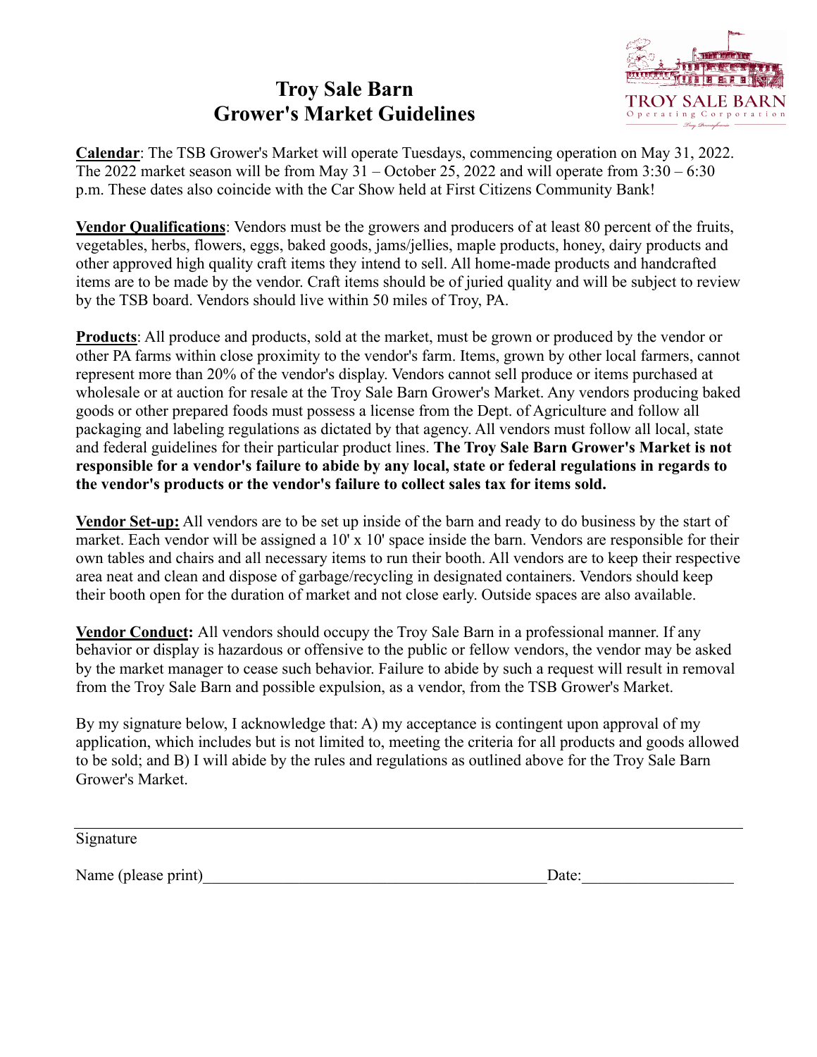# Troy Sale Barn
# Grower's Market Guidelines

**Calendar**: The TSB Grower's Market will operate Tuesdays, commencing operation on May 31, 2022. The 2022 market season will be from May 31 – October 25, 2022 and will operate from 3:30 – 6:30 p.m. These dates also coincide with the Car Show held at First Citizens Community Bank!

**Vendor Qualifications**: Vendors must be the growers and producers of at least 80 percent of the fruits, vegetables, herbs, flowers, eggs, baked goods, jams/jellies, maple products, honey, dairy products and other approved high quality craft items they intend to sell. All home-made products and handcrafted items are to be made by the vendor. Craft items should be of juried quality and will be subject to review by the TSB board. Vendors should live within 50 miles of Troy, PA.

**Products**: All produce and products, sold at the market, must be grown or produced by the vendor or other PA farms within close proximity to the vendor's farm. Items, grown by other local farmers, cannot represent more than 20% of the vendor's display. Vendors cannot sell produce or items purchased at wholesale or at auction for resale at the Troy Sale Barn Grower's Market. Any vendors producing baked goods or other prepared foods must possess a license from the Dept. of Agriculture and follow all packaging and labeling regulations as dictated by that agency. All vendors must follow all local, state and federal guidelines for their particular product lines. **The Troy Sale Barn Grower's Market is not responsible for a vendor's failure to abide by any local, state or federal regulations in regards to the vendor's products or the vendor's failure to collect sales tax for items sold.**

**Vendor Set-up:** All vendors are to be set up inside of the barn and ready to do business by the start of market. Each vendor will be assigned a 10' x 10' space inside the barn. Vendors are responsible for their own tables and chairs and all necessary items to run their booth. All vendors are to keep their respective area neat and clean and dispose of garbage/recycling in designated containers. Vendors should keep their booth open for the duration of market and not close early. Outside spaces are also available.

**Vendor Conduct:** All vendors should occupy the Troy Sale Barn in a professional manner. If any behavior or display is hazardous or offensive to the public or fellow vendors, the vendor may be asked by the market manager to cease such behavior. Failure to abide by such a request will result in removal from the Troy Sale Barn and possible expulsion, as a vendor, from the TSB Grower's Market.

By my signature below, I acknowledge that: A) my acceptance is contingent upon approval of my application, which includes but is not limited to, meeting the criteria for all products and goods allowed to be sold; and B) I will abide by the rules and regulations as outlined above for the Troy Sale Barn Grower's Market.

\_\_\_\_\_\_\_\_\_\_\_\_\_\_\_\_\_\_\_\_\_\_\_\_\_\_\_\_\_\_\_\_\_\_\_\_\_\_\_\_\_\_\_\_\_\_\_\_\_\_\_\_\_\_\_\_\_\_\_\_
Signature

Name (please print)\_\_\_\_\_\_\_\_\_\_\_\_\_\_\_\_\_\_\_\_\_\_\_\_\_\_\_\_\_\_\_\_\_\_\_\_\_\_\_\_\_\_ Date:\_\_\_\_\_\_\_\_\_\_\_\_\_\_\_\_\_\_